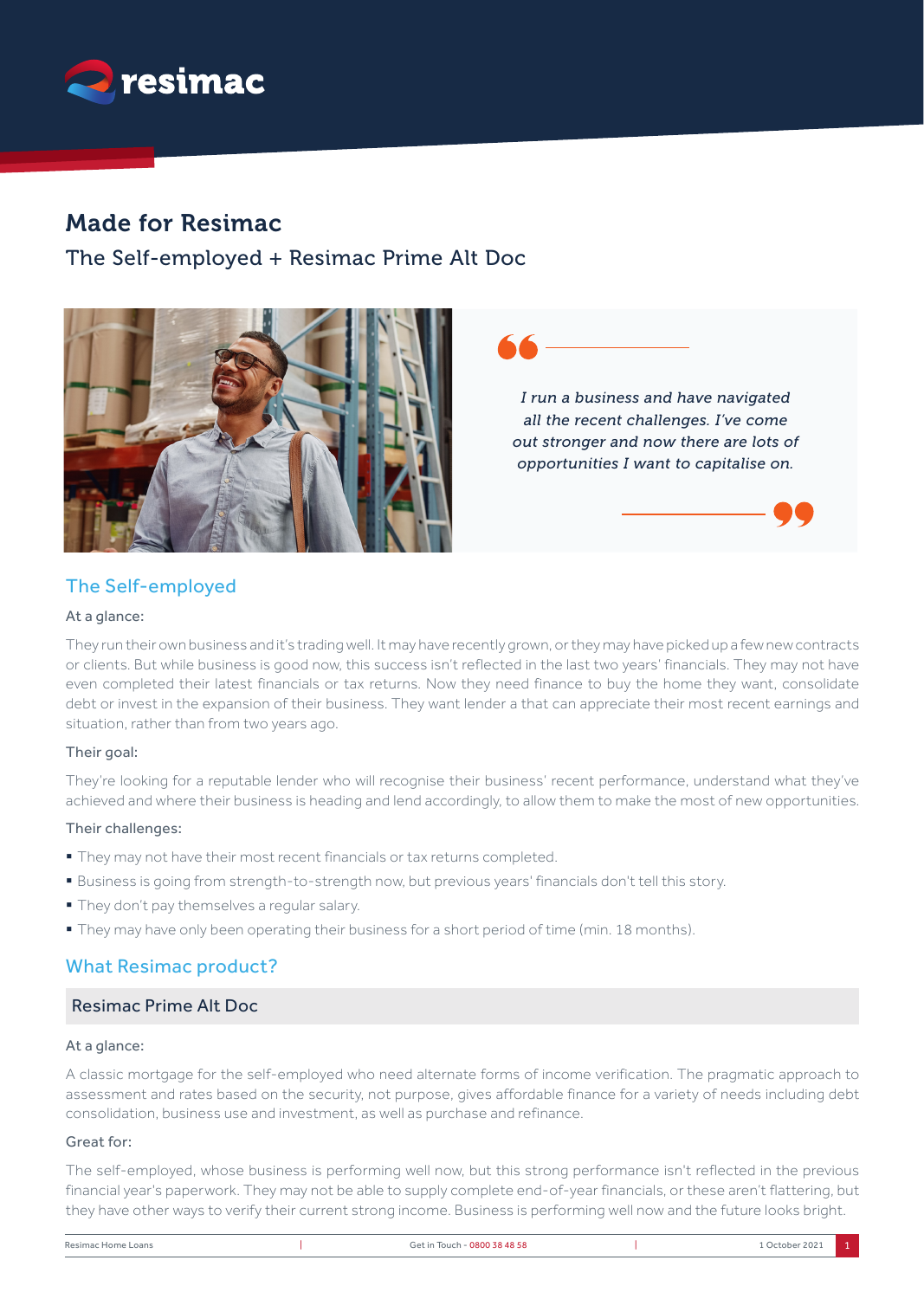# Made for Resimac

## The Self-employed + Resimac Prime Alt Doc

> *I run a business and have navigated all the recent challenges. I've come out stronger and now there are lots of opportunities I want to capitalise on.*

## The Self-employed

At a glance:

They run their own business and it's trading well. It may have recently grown, or they may have picked up a few new contracts or clients. But while business is good now, this success isn't reflected in the last two years' financials. They may not have even completed their latest financials or tax returns. Now they need finance to buy the home they want, consolidate debt or invest in the expansion of their business. They want lender a that can appreciate their most recent earnings and situation, rather than from two years ago.

Their goal:

They're looking for a reputable lender who will recognise their business' recent performance, understand what they've achieved and where their business is heading and lend accordingly, to allow them to make the most of new opportunities.

Their challenges:

- They may not have their most recent financials or tax returns completed.
- Business is going from strength-to-strength now, but previous years' financials don't tell this story.
- They don't pay themselves a regular salary.
- They may have only been operating their business for a short period of time (min. 18 months).

## What Resimac product?

### Resimac Prime Alt Doc

At a glance:

A classic mortgage for the self-employed who need alternate forms of income verification. The pragmatic approach to assessment and rates based on the security, not purpose, gives affordable finance for a variety of needs including debt consolidation, business use and investment, as well as purchase and refinance.

Great for:

The self-employed, whose business is performing well now, but this strong performance isn't reflected in the previous financial year's paperwork. They may not be able to supply complete end-of-year financials, or these aren't flattering, but they have other ways to verify their current strong income. Business is performing well now and the future looks bright.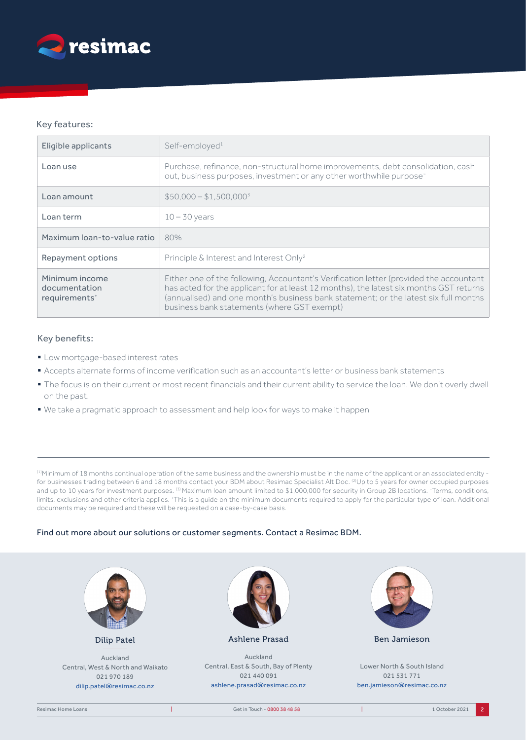## Key features:

| | |
|---|---|
| Eligible applicants | Self-employed[1] |
| Loan use | Purchase, refinance, non-structural home improvements, debt consolidation, cash out, business purposes, investment or any other worthwhile purpose~ |
| Loan amount | $50,000 – $1,500,000[3] |
| Loan term | 10 – 30 years |
| Maximum loan-to-value ratio | 80% |
| Repayment options | Principle & Interest and Interest Only[2] |
| Minimum income documentation requirements+ | Either one of the following, Accountant's Verification letter (provided the accountant has acted for the applicant for at least 12 months), the latest six months GST returns (annualised) and one month's business bank statement; or the latest six full months business bank statements (where GST exempt) |

## Key benefits:

- Low mortgage-based interest rates
- Accepts alternate forms of income verification such as an accountant's letter or business bank statements
- The focus is on their current or most recent financials and their current ability to service the loan. We don't overly dwell on the past.
- We take a pragmatic approach to assessment and help look for ways to make it happen

---

[1]Minimum of 18 months continual operation of the same business and the ownership must be in the name of the applicant or an associated entity - for businesses trading between 6 and 18 months contact your BDM about Resimac Specialist Alt Doc. [2]Up to 5 years for owner occupied purposes and up to 10 years for investment purposes. [3] Maximum loan amount limited to $1,000,000 for security in Group 2B locations. ~Terms, conditions, limits, exclusions and other criteria applies. +This is a guide on the minimum documents required to apply for the particular type of loan. Additional documents may be required and these will be requested on a case-by-case basis.

Find out more about our solutions or customer segments. Contact a Resimac BDM.

**Dilip Patel**
Auckland
Central, West & North and Waikato
021 970 189
dilip.patel@resimac.co.nz

**Ashlene Prasad**
Auckland
Central, East & South, Bay of Plenty
021 440 091
ashlene.prasad@resimac.co.nz

**Ben Jamieson**
Lower North & South Island
021 531 771
ben.jamieson@resimac.co.nz

Resimac Home Loans | Get in Touch - 0800 38 48 58 | 1 October 2021